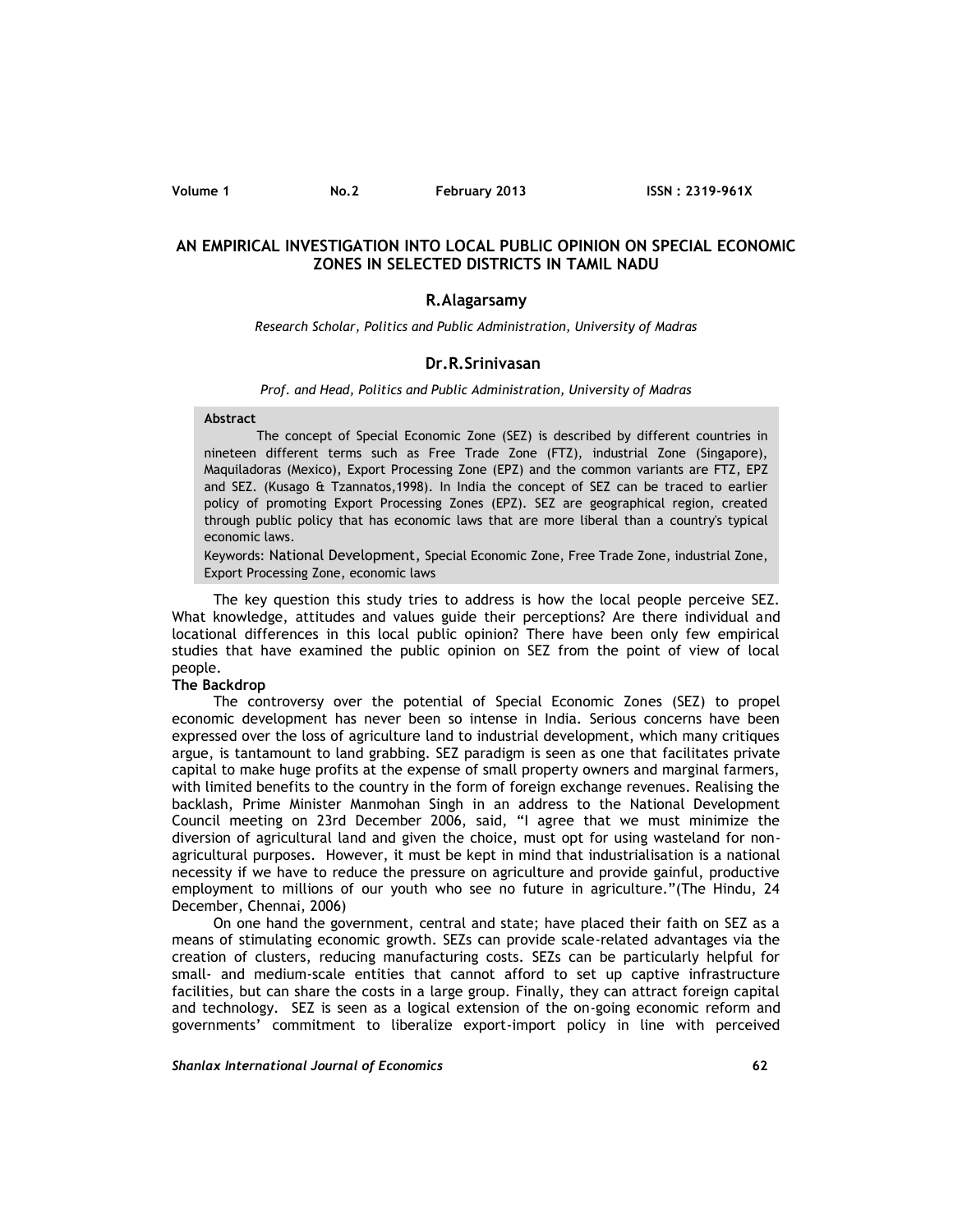# AN EMPIRICAL INVESTIGATION INTO LOCAL PUBLIC OPINION ON SPECIAL ECONOMIC ZONES IN SELECTED DISTRICTS IN TAMIL NADU

**R.Alagarsamy**

*Research Scholar, Politics and Public Administration, University of Madras*

**Dr.R.Srinivasan**

*Prof. and Head, Politics and Public Administration, University of Madras*

**Abstract**

The concept of Special Economic Zone (SEZ) is described by different countries in nineteen different terms such as Free Trade Zone (FTZ), industrial Zone (Singapore), Maquiladoras (Mexico), Export Processing Zone (EPZ) and the common variants are FTZ, EPZ and SEZ. (Kusago & Tzannatos,1998). In India the concept of SEZ can be traced to earlier policy of promoting Export Processing Zones (EPZ). SEZ are geographical region, created through public policy that has economic laws that are more liberal than a country's typical economic laws.

Keywords: National Development, Special Economic Zone, Free Trade Zone, industrial Zone, Export Processing Zone, economic laws

The key question this study tries to address is how the local people perceive SEZ. What knowledge, attitudes and values guide their perceptions? Are there individual and locational differences in this local public opinion? There have been only few empirical studies that have examined the public opinion on SEZ from the point of view of local people.

**The Backdrop**

The controversy over the potential of Special Economic Zones (SEZ) to propel economic development has never been so intense in India. Serious concerns have been expressed over the loss of agriculture land to industrial development, which many critiques argue, is tantamount to land grabbing. SEZ paradigm is seen as one that facilitates private capital to make huge profits at the expense of small property owners and marginal farmers, with limited benefits to the country in the form of foreign exchange revenues. Realising the backlash, Prime Minister Manmohan Singh in an address to the National Development Council meeting on 23rd December 2006, said, "I agree that we must minimize the diversion of agricultural land and given the choice, must opt for using wasteland for non-agricultural purposes. However, it must be kept in mind that industrialisation is a national necessity if we have to reduce the pressure on agriculture and provide gainful, productive employment to millions of our youth who see no future in agriculture."(The Hindu, 24 December, Chennai, 2006)

On one hand the government, central and state; have placed their faith on SEZ as a means of stimulating economic growth. SEZs can provide scale-related advantages via the creation of clusters, reducing manufacturing costs. SEZs can be particularly helpful for small- and medium-scale entities that cannot afford to set up captive infrastructure facilities, but can share the costs in a large group. Finally, they can attract foreign capital and technology. SEZ is seen as a logical extension of the on-going economic reform and governments' commitment to liberalize export-import policy in line with perceived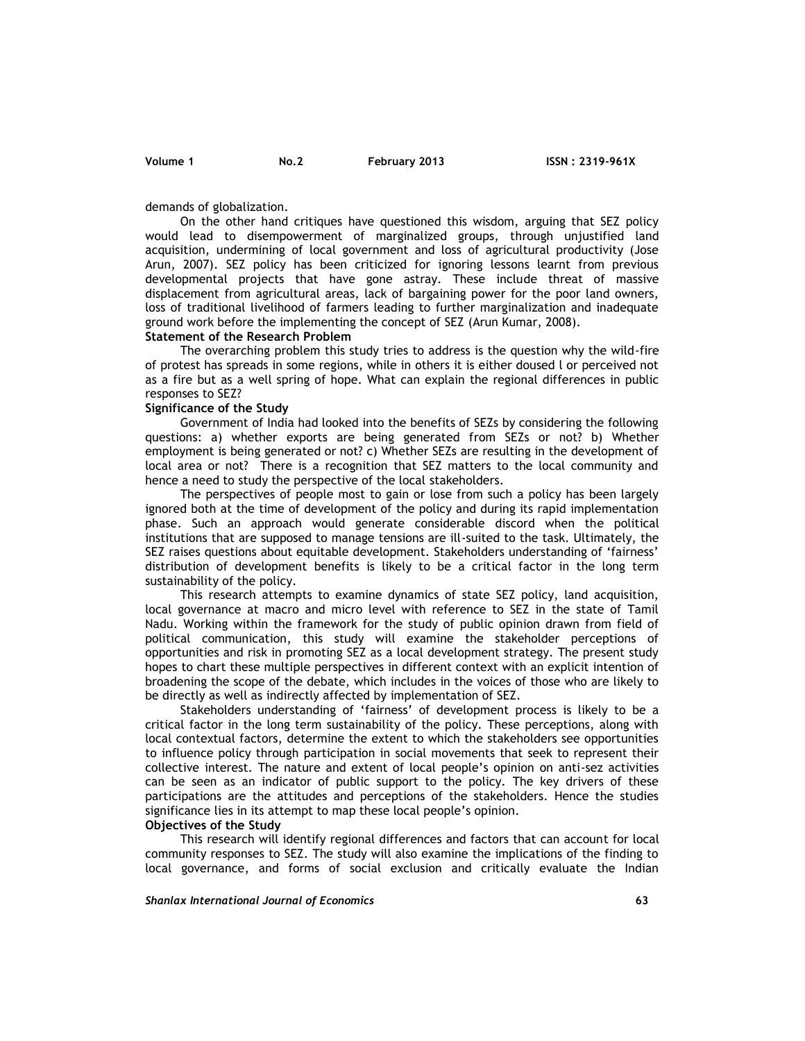demands of globalization.

On the other hand critiques have questioned this wisdom, arguing that SEZ policy would lead to disempowerment of marginalized groups, through unjustified land acquisition, undermining of local government and loss of agricultural productivity (Jose Arun, 2007). SEZ policy has been criticized for ignoring lessons learnt from previous developmental projects that have gone astray. These include threat of massive displacement from agricultural areas, lack of bargaining power for the poor land owners, loss of traditional livelihood of farmers leading to further marginalization and inadequate ground work before the implementing the concept of SEZ (Arun Kumar, 2008).

**Statement of the Research Problem**

The overarching problem this study tries to address is the question why the wild-fire of protest has spreads in some regions, while in others it is either doused l or perceived not as a fire but as a well spring of hope. What can explain the regional differences in public responses to SEZ?

**Significance of the Study**

Government of India had looked into the benefits of SEZs by considering the following questions: a) whether exports are being generated from SEZs or not? b) Whether employment is being generated or not? c) Whether SEZs are resulting in the development of local area or not? There is a recognition that SEZ matters to the local community and hence a need to study the perspective of the local stakeholders.

The perspectives of people most to gain or lose from such a policy has been largely ignored both at the time of development of the policy and during its rapid implementation phase. Such an approach would generate considerable discord when the political institutions that are supposed to manage tensions are ill-suited to the task. Ultimately, the SEZ raises questions about equitable development. Stakeholders understanding of 'fairness' distribution of development benefits is likely to be a critical factor in the long term sustainability of the policy.

This research attempts to examine dynamics of state SEZ policy, land acquisition, local governance at macro and micro level with reference to SEZ in the state of Tamil Nadu. Working within the framework for the study of public opinion drawn from field of political communication, this study will examine the stakeholder perceptions of opportunities and risk in promoting SEZ as a local development strategy. The present study hopes to chart these multiple perspectives in different context with an explicit intention of broadening the scope of the debate, which includes in the voices of those who are likely to be directly as well as indirectly affected by implementation of SEZ.

Stakeholders understanding of 'fairness' of development process is likely to be a critical factor in the long term sustainability of the policy. These perceptions, along with local contextual factors, determine the extent to which the stakeholders see opportunities to influence policy through participation in social movements that seek to represent their collective interest. The nature and extent of local people's opinion on anti-sez activities can be seen as an indicator of public support to the policy. The key drivers of these participations are the attitudes and perceptions of the stakeholders. Hence the studies significance lies in its attempt to map these local people's opinion.

**Objectives of the Study**

This research will identify regional differences and factors that can account for local community responses to SEZ. The study will also examine the implications of the finding to local governance, and forms of social exclusion and critically evaluate the Indian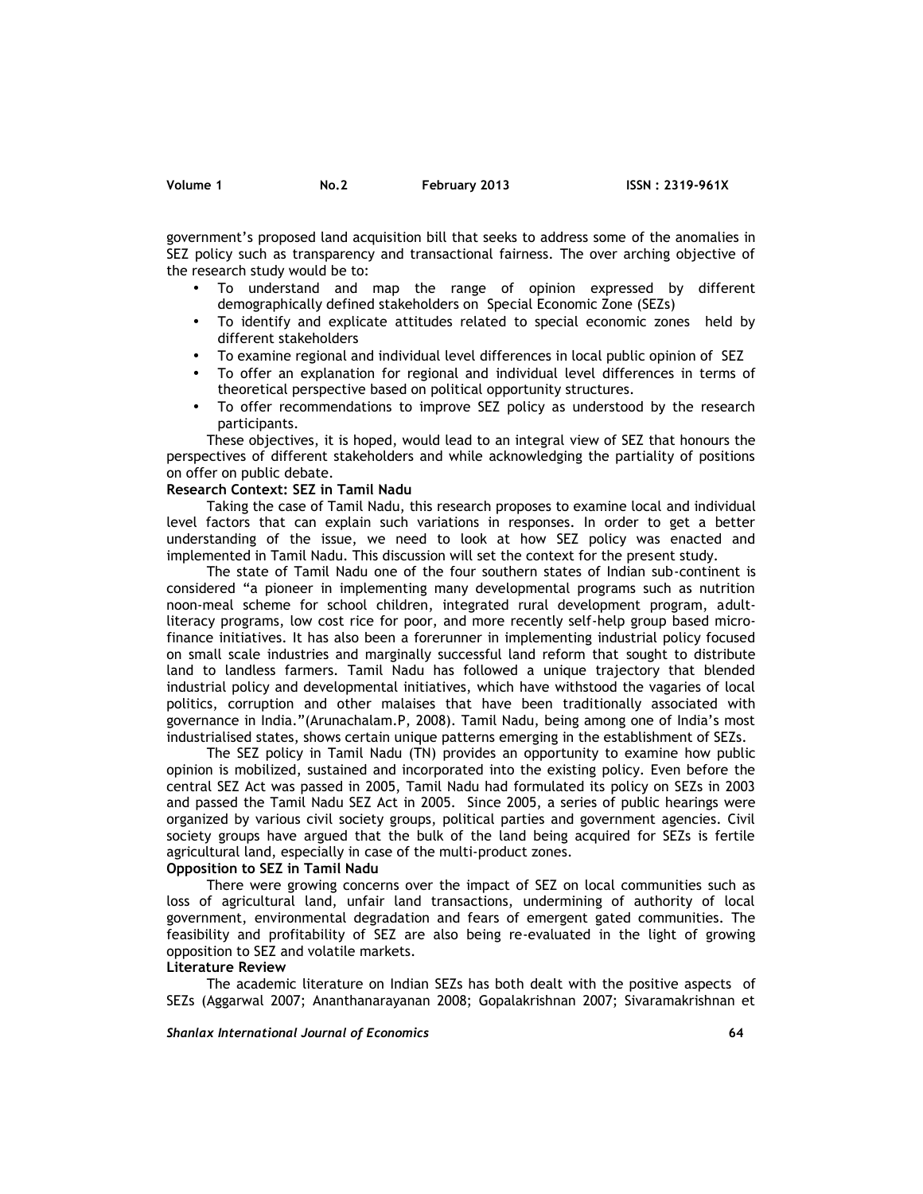government's proposed land acquisition bill that seeks to address some of the anomalies in SEZ policy such as transparency and transactional fairness. The over arching objective of the research study would be to:

- To understand and map the range of opinion expressed by different demographically defined stakeholders on Special Economic Zone (SEZs)
- To identify and explicate attitudes related to special economic zones held by different stakeholders
- To examine regional and individual level differences in local public opinion of SEZ
- To offer an explanation for regional and individual level differences in terms of theoretical perspective based on political opportunity structures.
- To offer recommendations to improve SEZ policy as understood by the research participants.

These objectives, it is hoped, would lead to an integral view of SEZ that honours the perspectives of different stakeholders and while acknowledging the partiality of positions on offer on public debate.

**Research Context: SEZ in Tamil Nadu**

Taking the case of Tamil Nadu, this research proposes to examine local and individual level factors that can explain such variations in responses. In order to get a better understanding of the issue, we need to look at how SEZ policy was enacted and implemented in Tamil Nadu. This discussion will set the context for the present study.

The state of Tamil Nadu one of the four southern states of Indian sub-continent is considered "a pioneer in implementing many developmental programs such as nutrition noon-meal scheme for school children, integrated rural development program, adult-literacy programs, low cost rice for poor, and more recently self-help group based micro-finance initiatives. It has also been a forerunner in implementing industrial policy focused on small scale industries and marginally successful land reform that sought to distribute land to landless farmers. Tamil Nadu has followed a unique trajectory that blended industrial policy and developmental initiatives, which have withstood the vagaries of local politics, corruption and other malaises that have been traditionally associated with governance in India."(Arunachalam.P, 2008). Tamil Nadu, being among one of India's most industrialised states, shows certain unique patterns emerging in the establishment of SEZs.

The SEZ policy in Tamil Nadu (TN) provides an opportunity to examine how public opinion is mobilized, sustained and incorporated into the existing policy. Even before the central SEZ Act was passed in 2005, Tamil Nadu had formulated its policy on SEZs in 2003 and passed the Tamil Nadu SEZ Act in 2005. Since 2005, a series of public hearings were organized by various civil society groups, political parties and government agencies. Civil society groups have argued that the bulk of the land being acquired for SEZs is fertile agricultural land, especially in case of the multi-product zones.

**Opposition to SEZ in Tamil Nadu**

There were growing concerns over the impact of SEZ on local communities such as loss of agricultural land, unfair land transactions, undermining of authority of local government, environmental degradation and fears of emergent gated communities. The feasibility and profitability of SEZ are also being re-evaluated in the light of growing opposition to SEZ and volatile markets.

**Literature Review**

The academic literature on Indian SEZs has both dealt with the positive aspects of SEZs (Aggarwal 2007; Ananthanarayanan 2008; Gopalakrishnan 2007; Sivaramakrishnan et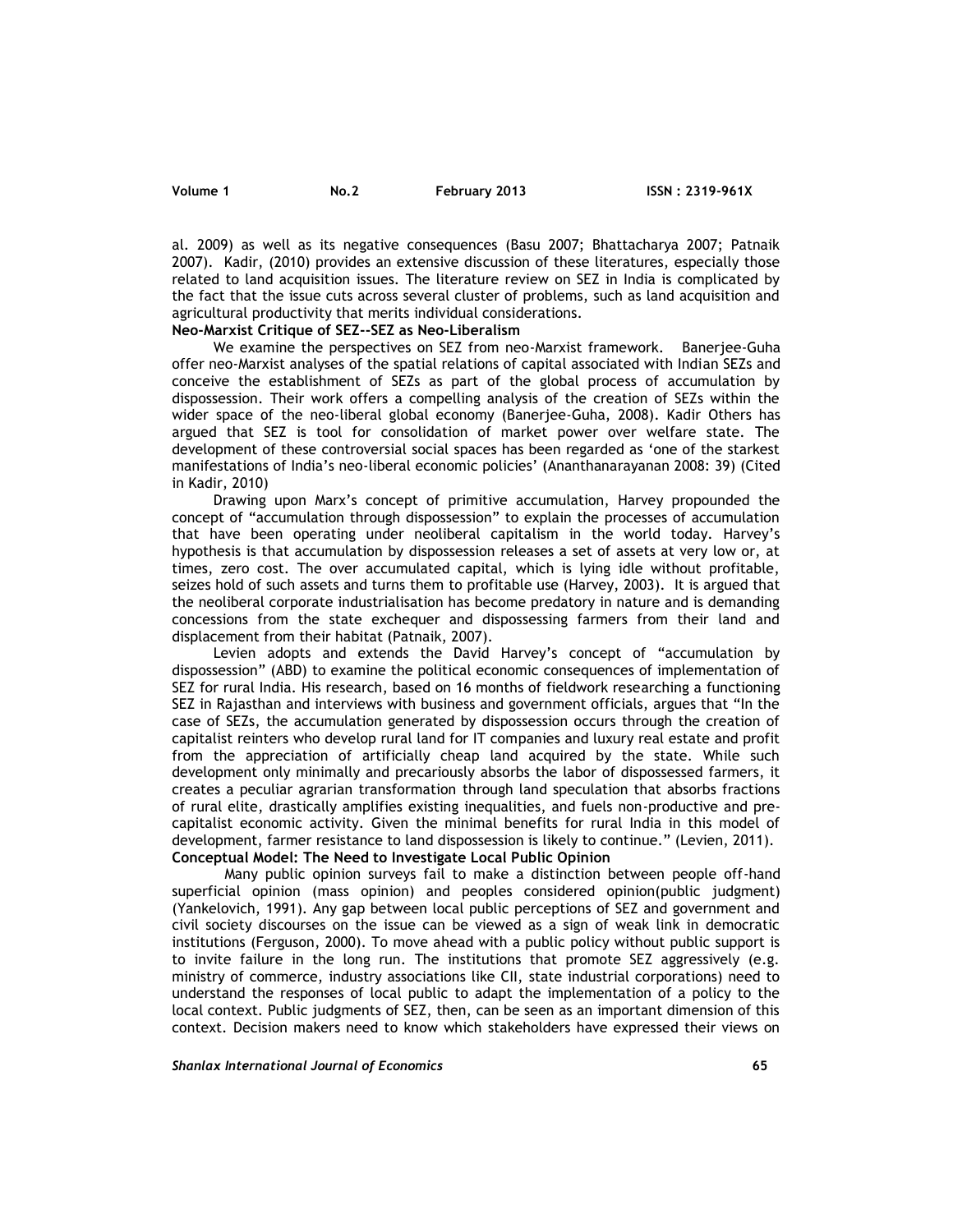al. 2009) as well as its negative consequences (Basu 2007; Bhattacharya 2007; Patnaik 2007). Kadir, (2010) provides an extensive discussion of these literatures, especially those related to land acquisition issues. The literature review on SEZ in India is complicated by the fact that the issue cuts across several cluster of problems, such as land acquisition and agricultural productivity that merits individual considerations.

**Neo-Marxist Critique of SEZ--SEZ as Neo-Liberalism**

We examine the perspectives on SEZ from neo-Marxist framework. Banerjee-Guha offer neo-Marxist analyses of the spatial relations of capital associated with Indian SEZs and conceive the establishment of SEZs as part of the global process of accumulation by dispossession. Their work offers a compelling analysis of the creation of SEZs within the wider space of the neo-liberal global economy (Banerjee-Guha, 2008). Kadir Others has argued that SEZ is tool for consolidation of market power over welfare state. The development of these controversial social spaces has been regarded as 'one of the starkest manifestations of India's neo-liberal economic policies' (Ananthanarayanan 2008: 39) (Cited in Kadir, 2010)

Drawing upon Marx's concept of primitive accumulation, Harvey propounded the concept of "accumulation through dispossession" to explain the processes of accumulation that have been operating under neoliberal capitalism in the world today. Harvey's hypothesis is that accumulation by dispossession releases a set of assets at very low or, at times, zero cost. The over accumulated capital, which is lying idle without profitable, seizes hold of such assets and turns them to profitable use (Harvey, 2003). It is argued that the neoliberal corporate industrialisation has become predatory in nature and is demanding concessions from the state exchequer and dispossessing farmers from their land and displacement from their habitat (Patnaik, 2007).

Levien adopts and extends the David Harvey's concept of "accumulation by dispossession" (ABD) to examine the political economic consequences of implementation of SEZ for rural India. His research, based on 16 months of fieldwork researching a functioning SEZ in Rajasthan and interviews with business and government officials, argues that "In the case of SEZs, the accumulation generated by dispossession occurs through the creation of capitalist reinters who develop rural land for IT companies and luxury real estate and profit from the appreciation of artificially cheap land acquired by the state. While such development only minimally and precariously absorbs the labor of dispossessed farmers, it creates a peculiar agrarian transformation through land speculation that absorbs fractions of rural elite, drastically amplifies existing inequalities, and fuels non-productive and pre-capitalist economic activity. Given the minimal benefits for rural India in this model of development, farmer resistance to land dispossession is likely to continue." (Levien, 2011).

**Conceptual Model: The Need to Investigate Local Public Opinion**

Many public opinion surveys fail to make a distinction between people off-hand superficial opinion (mass opinion) and peoples considered opinion(public judgment) (Yankelovich, 1991). Any gap between local public perceptions of SEZ and government and civil society discourses on the issue can be viewed as a sign of weak link in democratic institutions (Ferguson, 2000). To move ahead with a public policy without public support is to invite failure in the long run. The institutions that promote SEZ aggressively (e.g. ministry of commerce, industry associations like CII, state industrial corporations) need to understand the responses of local public to adapt the implementation of a policy to the local context. Public judgments of SEZ, then, can be seen as an important dimension of this context. Decision makers need to know which stakeholders have expressed their views on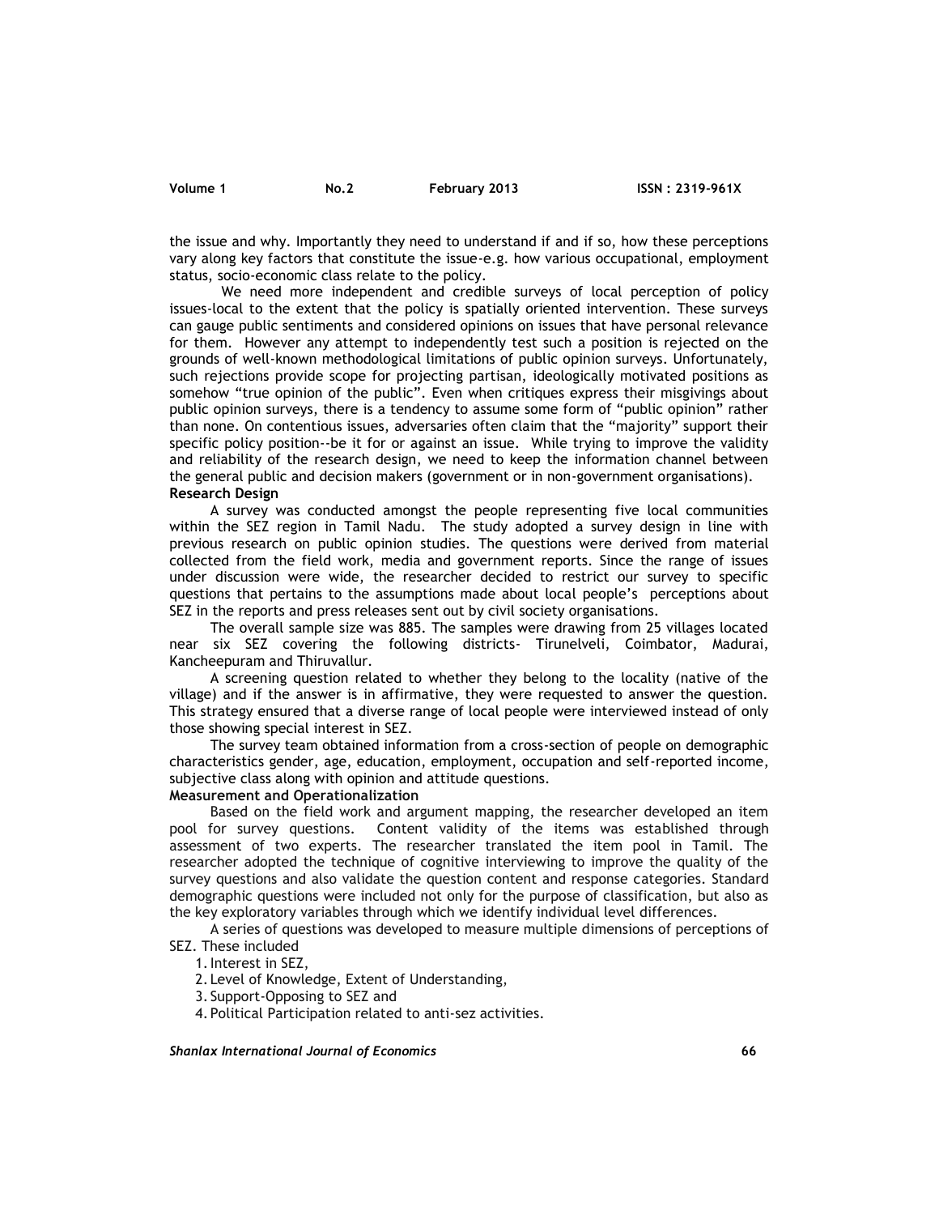the issue and why. Importantly they need to understand if and if so, how these perceptions vary along key factors that constitute the issue-e.g. how various occupational, employment status, socio-economic class relate to the policy.

We need more independent and credible surveys of local perception of policy issues-local to the extent that the policy is spatially oriented intervention. These surveys can gauge public sentiments and considered opinions on issues that have personal relevance for them. However any attempt to independently test such a position is rejected on the grounds of well-known methodological limitations of public opinion surveys. Unfortunately, such rejections provide scope for projecting partisan, ideologically motivated positions as somehow "true opinion of the public". Even when critiques express their misgivings about public opinion surveys, there is a tendency to assume some form of "public opinion" rather than none. On contentious issues, adversaries often claim that the "majority" support their specific policy position--be it for or against an issue. While trying to improve the validity and reliability of the research design, we need to keep the information channel between the general public and decision makers (government or in non-government organisations).

**Research Design**

A survey was conducted amongst the people representing five local communities within the SEZ region in Tamil Nadu. The study adopted a survey design in line with previous research on public opinion studies. The questions were derived from material collected from the field work, media and government reports. Since the range of issues under discussion were wide, the researcher decided to restrict our survey to specific questions that pertains to the assumptions made about local people's perceptions about SEZ in the reports and press releases sent out by civil society organisations.

The overall sample size was 885. The samples were drawing from 25 villages located near six SEZ covering the following districts- Tirunelveli, Coimbator, Madurai, Kancheepuram and Thiruvallur.

A screening question related to whether they belong to the locality (native of the village) and if the answer is in affirmative, they were requested to answer the question. This strategy ensured that a diverse range of local people were interviewed instead of only those showing special interest in SEZ.

The survey team obtained information from a cross-section of people on demographic characteristics gender, age, education, employment, occupation and self-reported income, subjective class along with opinion and attitude questions.

**Measurement and Operationalization**

Based on the field work and argument mapping, the researcher developed an item pool for survey questions. Content validity of the items was established through assessment of two experts. The researcher translated the item pool in Tamil. The researcher adopted the technique of cognitive interviewing to improve the quality of the survey questions and also validate the question content and response categories. Standard demographic questions were included not only for the purpose of classification, but also as the key exploratory variables through which we identify individual level differences.

A series of questions was developed to measure multiple dimensions of perceptions of SEZ. These included

1. Interest in SEZ,
2. Level of Knowledge, Extent of Understanding,
3. Support-Opposing to SEZ and
4. Political Participation related to anti-sez activities.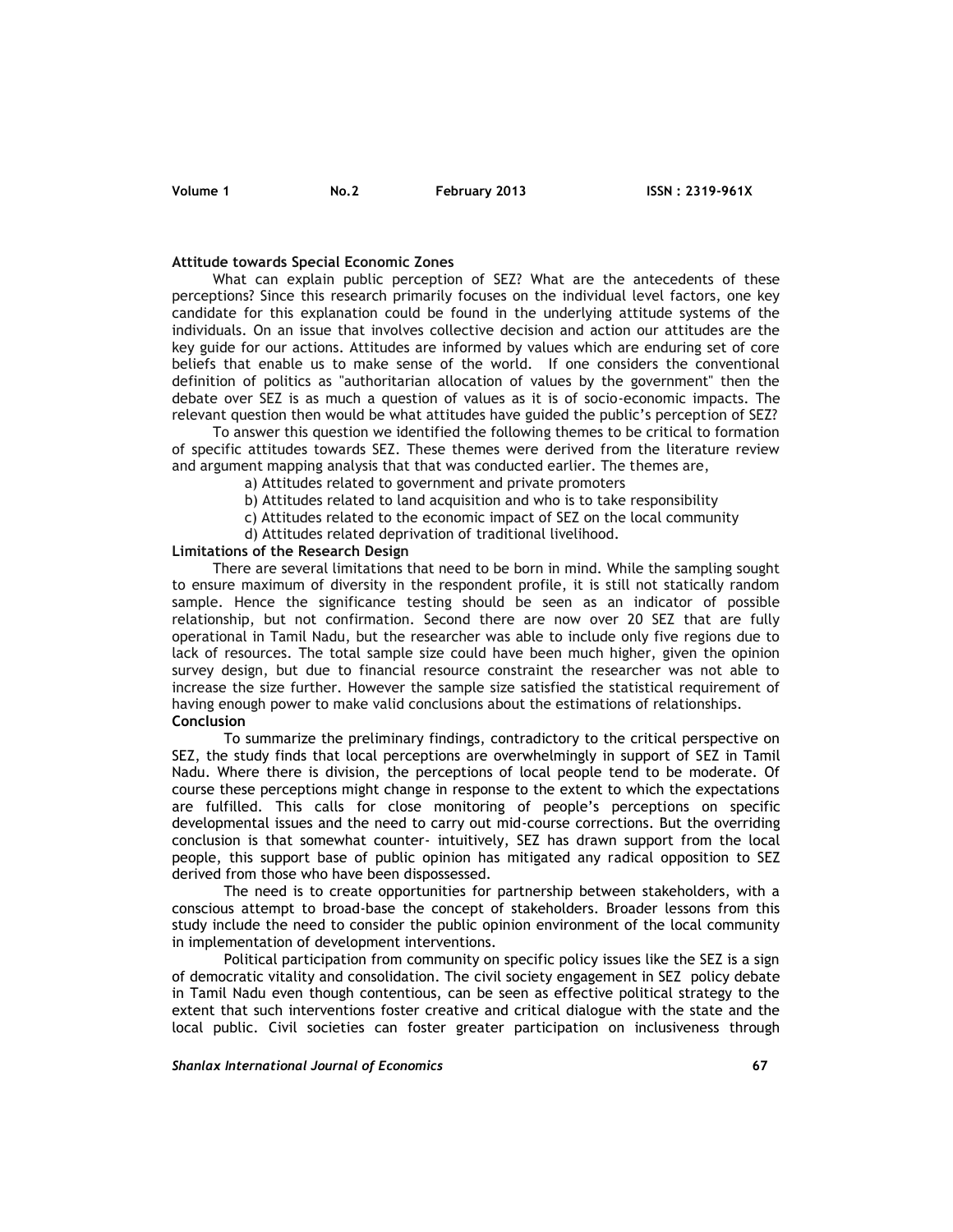**Attitude towards Special Economic Zones**

What can explain public perception of SEZ? What are the antecedents of these perceptions? Since this research primarily focuses on the individual level factors, one key candidate for this explanation could be found in the underlying attitude systems of the individuals. On an issue that involves collective decision and action our attitudes are the key guide for our actions. Attitudes are informed by values which are enduring set of core beliefs that enable us to make sense of the world. If one considers the conventional definition of politics as "authoritarian allocation of values by the government" then the debate over SEZ is as much a question of values as it is of socio-economic impacts. The relevant question then would be what attitudes have guided the public's perception of SEZ?

To answer this question we identified the following themes to be critical to formation of specific attitudes towards SEZ. These themes were derived from the literature review and argument mapping analysis that that was conducted earlier. The themes are,

a) Attitudes related to government and private promoters
b) Attitudes related to land acquisition and who is to take responsibility
c) Attitudes related to the economic impact of SEZ on the local community
d) Attitudes related deprivation of traditional livelihood.

**Limitations of the Research Design**

There are several limitations that need to be born in mind. While the sampling sought to ensure maximum of diversity in the respondent profile, it is still not statically random sample. Hence the significance testing should be seen as an indicator of possible relationship, but not confirmation. Second there are now over 20 SEZ that are fully operational in Tamil Nadu, but the researcher was able to include only five regions due to lack of resources. The total sample size could have been much higher, given the opinion survey design, but due to financial resource constraint the researcher was not able to increase the size further. However the sample size satisfied the statistical requirement of having enough power to make valid conclusions about the estimations of relationships.

**Conclusion**

To summarize the preliminary findings, contradictory to the critical perspective on SEZ, the study finds that local perceptions are overwhelmingly in support of SEZ in Tamil Nadu. Where there is division, the perceptions of local people tend to be moderate. Of course these perceptions might change in response to the extent to which the expectations are fulfilled. This calls for close monitoring of people's perceptions on specific developmental issues and the need to carry out mid-course corrections. But the overriding conclusion is that somewhat counter- intuitively, SEZ has drawn support from the local people, this support base of public opinion has mitigated any radical opposition to SEZ derived from those who have been dispossessed.

The need is to create opportunities for partnership between stakeholders, with a conscious attempt to broad-base the concept of stakeholders. Broader lessons from this study include the need to consider the public opinion environment of the local community in implementation of development interventions.

Political participation from community on specific policy issues like the SEZ is a sign of democratic vitality and consolidation. The civil society engagement in SEZ policy debate in Tamil Nadu even though contentious, can be seen as effective political strategy to the extent that such interventions foster creative and critical dialogue with the state and the local public. Civil societies can foster greater participation on inclusiveness through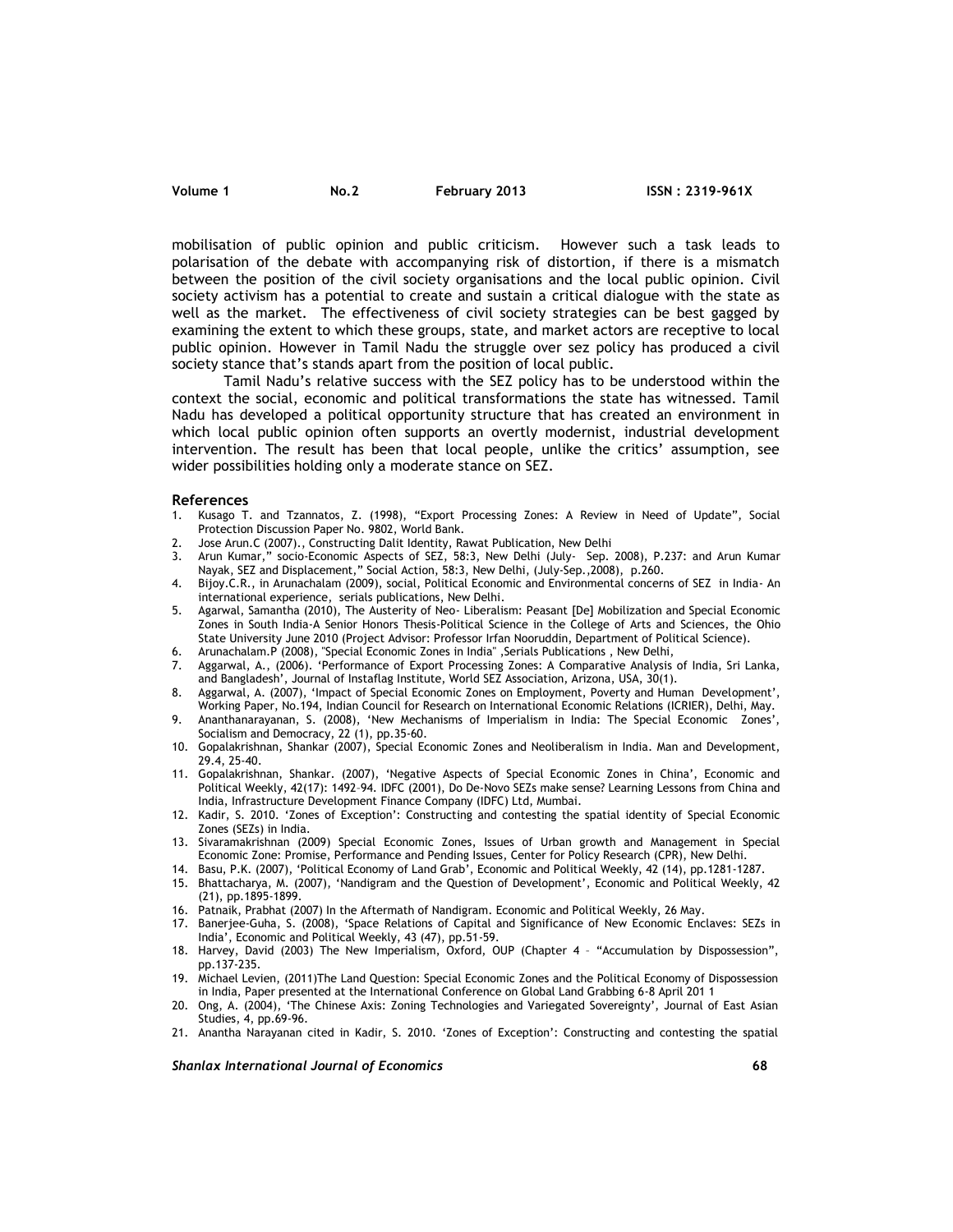mobilisation of public opinion and public criticism. However such a task leads to polarisation of the debate with accompanying risk of distortion, if there is a mismatch between the position of the civil society organisations and the local public opinion. Civil society activism has a potential to create and sustain a critical dialogue with the state as well as the market. The effectiveness of civil society strategies can be best gagged by examining the extent to which these groups, state, and market actors are receptive to local public opinion. However in Tamil Nadu the struggle over sez policy has produced a civil society stance that's stands apart from the position of local public.

Tamil Nadu's relative success with the SEZ policy has to be understood within the context the social, economic and political transformations the state has witnessed. Tamil Nadu has developed a political opportunity structure that has created an environment in which local public opinion often supports an overtly modernist, industrial development intervention. The result has been that local people, unlike the critics' assumption, see wider possibilities holding only a moderate stance on SEZ.

## References

1. Kusago T. and Tzannatos, Z. (1998), "Export Processing Zones: A Review in Need of Update", Social Protection Discussion Paper No. 9802, World Bank.
2. Jose Arun.C (2007)., Constructing Dalit Identity, Rawat Publication, New Delhi
3. Arun Kumar," socio-Economic Aspects of SEZ, 58:3, New Delhi (July- Sep. 2008), P.237: and Arun Kumar Nayak, SEZ and Displacement," Social Action, 58:3, New Delhi, (July-Sep.,2008), p.260.
4. Bijoy.C.R., in Arunachalam (2009), social, Political Economic and Environmental concerns of SEZ in India- An international experience, serials publications, New Delhi.
5. Agarwal, Samantha (2010), The Austerity of Neo- Liberalism: Peasant [De] Mobilization and Special Economic Zones in South India-A Senior Honors Thesis-Political Science in the College of Arts and Sciences, the Ohio State University June 2010 (Project Advisor: Professor Irfan Nooruddin, Department of Political Science).
6. Arunachalam.P (2008), "Special Economic Zones in India" ,Serials Publications , New Delhi,
7. Aggarwal, A., (2006). 'Performance of Export Processing Zones: A Comparative Analysis of India, Sri Lanka, and Bangladesh', Journal of Instaflag Institute, World SEZ Association, Arizona, USA, 30(1).
8. Aggarwal, A. (2007), 'Impact of Special Economic Zones on Employment, Poverty and Human Development', Working Paper, No.194, Indian Council for Research on International Economic Relations (ICRIER), Delhi, May.
9. Ananthanarayanan, S. (2008), 'New Mechanisms of Imperialism in India: The Special Economic Zones', Socialism and Democracy, 22 (1), pp.35-60.
10. Gopalakrishnan, Shankar (2007), Special Economic Zones and Neoliberalism in India. Man and Development, 29.4, 25-40.
11. Gopalakrishnan, Shankar. (2007), 'Negative Aspects of Special Economic Zones in China', Economic and Political Weekly, 42(17): 1492–94. IDFC (2001), Do De-Novo SEZs make sense? Learning Lessons from China and India, Infrastructure Development Finance Company (IDFC) Ltd, Mumbai.
12. Kadir, S. 2010. 'Zones of Exception': Constructing and contesting the spatial identity of Special Economic Zones (SEZs) in India.
13. Sivaramakrishnan (2009) Special Economic Zones, Issues of Urban growth and Management in Special Economic Zone: Promise, Performance and Pending Issues, Center for Policy Research (CPR), New Delhi.
14. Basu, P.K. (2007), 'Political Economy of Land Grab', Economic and Political Weekly, 42 (14), pp.1281-1287.
15. Bhattacharya, M. (2007), 'Nandigram and the Question of Development', Economic and Political Weekly, 42 (21), pp.1895-1899.
16. Patnaik, Prabhat (2007) In the Aftermath of Nandigram. Economic and Political Weekly, 26 May.
17. Banerjee-Guha, S. (2008), 'Space Relations of Capital and Significance of New Economic Enclaves: SEZs in India', Economic and Political Weekly, 43 (47), pp.51-59.
18. Harvey, David (2003) The New Imperialism, Oxford, OUP (Chapter 4 – "Accumulation by Dispossession", pp.137-235.
19. Michael Levien, (2011)The Land Question: Special Economic Zones and the Political Economy of Dispossession in India, Paper presented at the International Conference on Global Land Grabbing 6-8 April 201 1
20. Ong, A. (2004), 'The Chinese Axis: Zoning Technologies and Variegated Sovereignty', Journal of East Asian Studies, 4, pp.69-96.
21. Anantha Narayanan cited in Kadir, S. 2010. 'Zones of Exception': Constructing and contesting the spatial